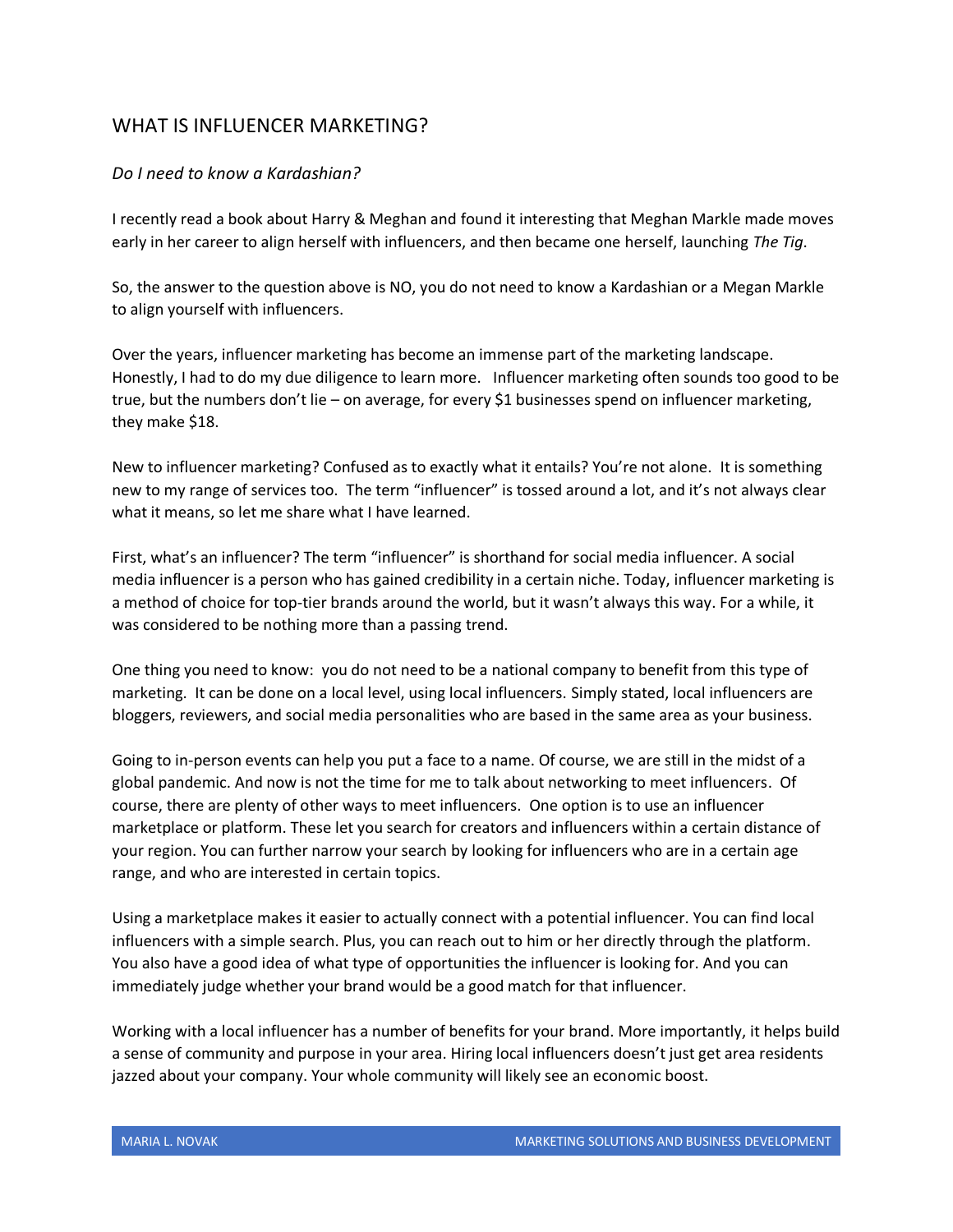# WHAT IS INFLUENCER MARKETING?

*Do I need to know a Kardashian?*

I recently read a book about Harry & Meghan and found it interesting that Meghan Markle made moves early in her career to align herself with influencers, and then became one herself, launching *The Tig*.

So, the answer to the question above is NO, you do not need to know a Kardashian or a Megan Markle to align yourself with influencers.

Over the years, influencer marketing has become an immense part of the marketing landscape. Honestly, I had to do my due diligence to learn more. Influencer marketing often sounds too good to be true, but the numbers don't lie – on average, for every $1 businesses spend on influencer marketing, they make $18.

New to influencer marketing? Confused as to exactly what it entails? You're not alone. It is something new to my range of services too. The term "influencer" is tossed around a lot, and it's not always clear what it means, so let me share what I have learned.

First, what's an influencer? The term "influencer" is shorthand for social media influencer. A social media influencer is a person who has gained credibility in a certain niche. Today, influencer marketing is a method of choice for top-tier brands around the world, but it wasn't always this way. For a while, it was considered to be nothing more than a passing trend.

One thing you need to know: you do not need to be a national company to benefit from this type of marketing. It can be done on a local level, using local influencers. Simply stated, local influencers are bloggers, reviewers, and social media personalities who are based in the same area as your business.

Going to in-person events can help you put a face to a name. Of course, we are still in the midst of a global pandemic. And now is not the time for me to talk about networking to meet influencers. Of course, there are plenty of other ways to meet influencers. One option is to use an influencer marketplace or platform. These let you search for creators and influencers within a certain distance of your region. You can further narrow your search by looking for influencers who are in a certain age range, and who are interested in certain topics.

Using a marketplace makes it easier to actually connect with a potential influencer. You can find local influencers with a simple search. Plus, you can reach out to him or her directly through the platform. You also have a good idea of what type of opportunities the influencer is looking for. And you can immediately judge whether your brand would be a good match for that influencer.

Working with a local influencer has a number of benefits for your brand. More importantly, it helps build a sense of community and purpose in your area. Hiring local influencers doesn't just get area residents jazzed about your company. Your whole community will likely see an economic boost.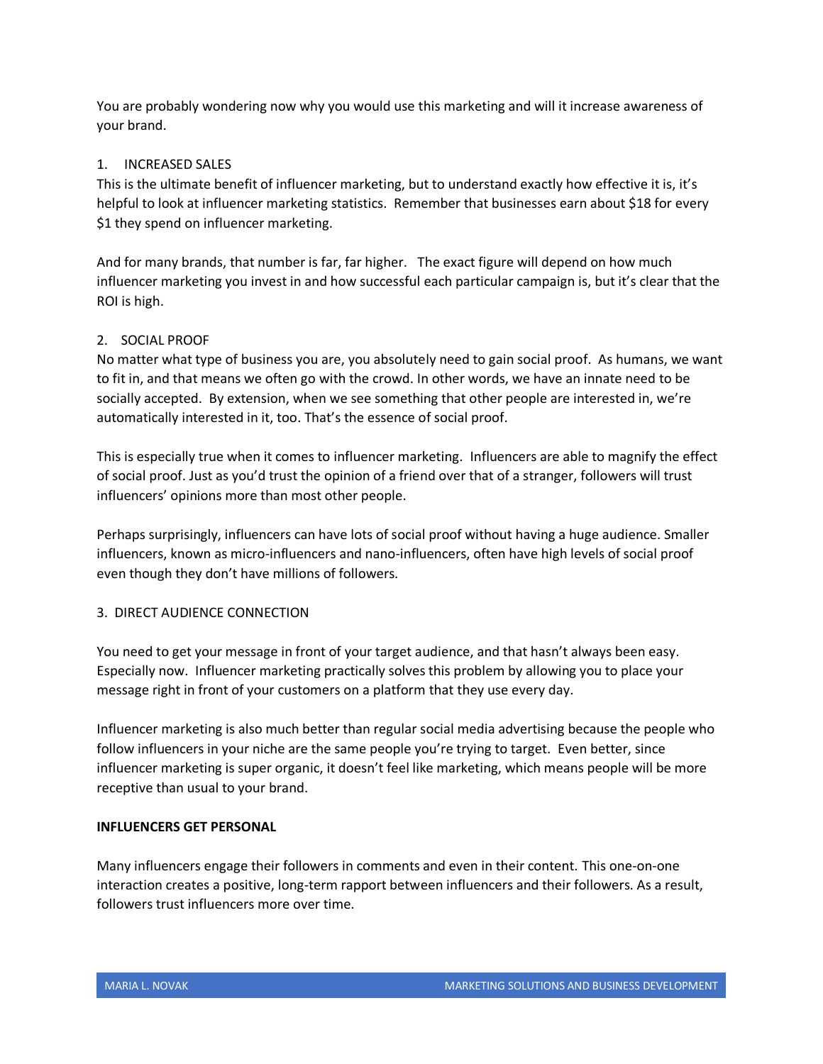You are probably wondering now why you would use this marketing and will it increase awareness of your brand.

1. INCREASED SALES

This is the ultimate benefit of influencer marketing, but to understand exactly how effective it is, it's helpful to look at influencer marketing statistics. Remember that businesses earn about $18 for every $1 they spend on influencer marketing.

And for many brands, that number is far, far higher. The exact figure will depend on how much influencer marketing you invest in and how successful each particular campaign is, but it's clear that the ROI is high.

2. SOCIAL PROOF

No matter what type of business you are, you absolutely need to gain social proof. As humans, we want to fit in, and that means we often go with the crowd. In other words, we have an innate need to be socially accepted. By extension, when we see something that other people are interested in, we're automatically interested in it, too. That's the essence of social proof.

This is especially true when it comes to influencer marketing. Influencers are able to magnify the effect of social proof. Just as you'd trust the opinion of a friend over that of a stranger, followers will trust influencers' opinions more than most other people.

Perhaps surprisingly, influencers can have lots of social proof without having a huge audience. Smaller influencers, known as micro-influencers and nano-influencers, often have high levels of social proof even though they don't have millions of followers.

3. DIRECT AUDIENCE CONNECTION

You need to get your message in front of your target audience, and that hasn't always been easy. Especially now. Influencer marketing practically solves this problem by allowing you to place your message right in front of your customers on a platform that they use every day.

Influencer marketing is also much better than regular social media advertising because the people who follow influencers in your niche are the same people you're trying to target. Even better, since influencer marketing is super organic, it doesn't feel like marketing, which means people will be more receptive than usual to your brand.

**INFLUENCERS GET PERSONAL**

Many influencers engage their followers in comments and even in their content. This one-on-one interaction creates a positive, long-term rapport between influencers and their followers. As a result, followers trust influencers more over time.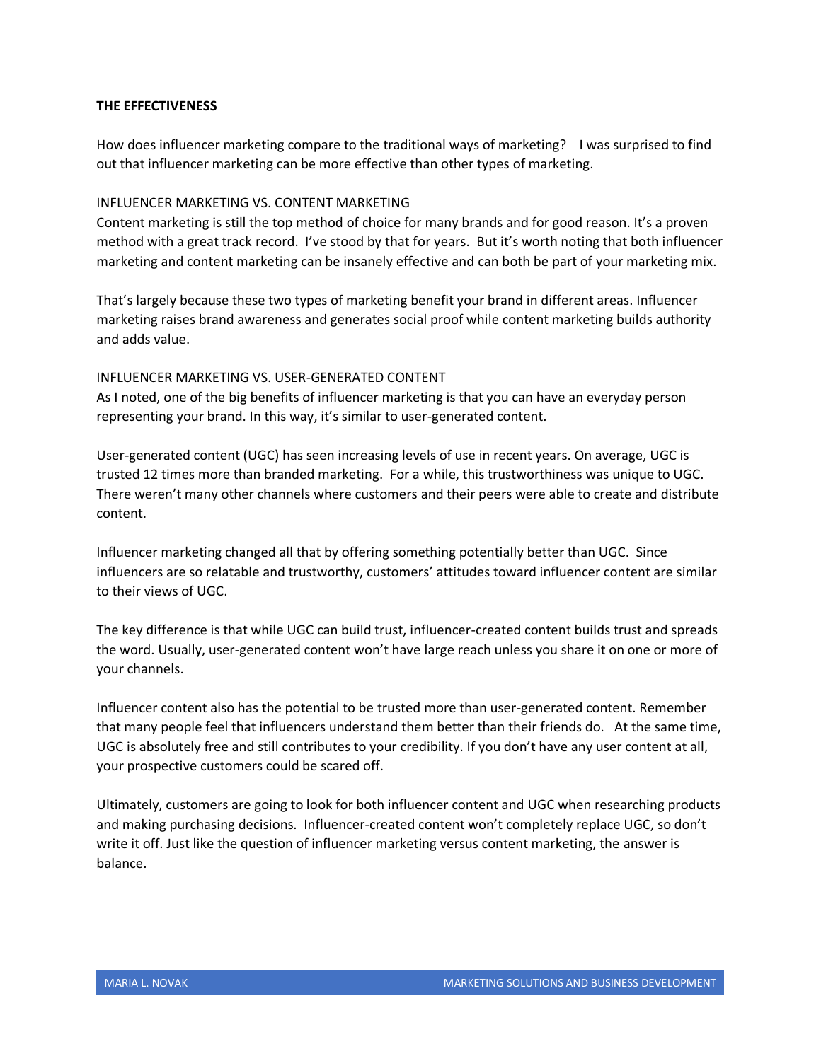**THE EFFECTIVENESS**

How does influencer marketing compare to the traditional ways of marketing? I was surprised to find out that influencer marketing can be more effective than other types of marketing.

INFLUENCER MARKETING VS. CONTENT MARKETING

Content marketing is still the top method of choice for many brands and for good reason. It's a proven method with a great track record. I've stood by that for years. But it's worth noting that both influencer marketing and content marketing can be insanely effective and can both be part of your marketing mix.

That's largely because these two types of marketing benefit your brand in different areas. Influencer marketing raises brand awareness and generates social proof while content marketing builds authority and adds value.

INFLUENCER MARKETING VS. USER-GENERATED CONTENT

As I noted, one of the big benefits of influencer marketing is that you can have an everyday person representing your brand. In this way, it's similar to user-generated content.

User-generated content (UGC) has seen increasing levels of use in recent years. On average, UGC is trusted 12 times more than branded marketing. For a while, this trustworthiness was unique to UGC. There weren't many other channels where customers and their peers were able to create and distribute content.

Influencer marketing changed all that by offering something potentially better than UGC. Since influencers are so relatable and trustworthy, customers' attitudes toward influencer content are similar to their views of UGC.

The key difference is that while UGC can build trust, influencer-created content builds trust and spreads the word. Usually, user-generated content won't have large reach unless you share it on one or more of your channels.

Influencer content also has the potential to be trusted more than user-generated content. Remember that many people feel that influencers understand them better than their friends do. At the same time, UGC is absolutely free and still contributes to your credibility. If you don't have any user content at all, your prospective customers could be scared off.

Ultimately, customers are going to look for both influencer content and UGC when researching products and making purchasing decisions. Influencer-created content won't completely replace UGC, so don't write it off. Just like the question of influencer marketing versus content marketing, the answer is balance.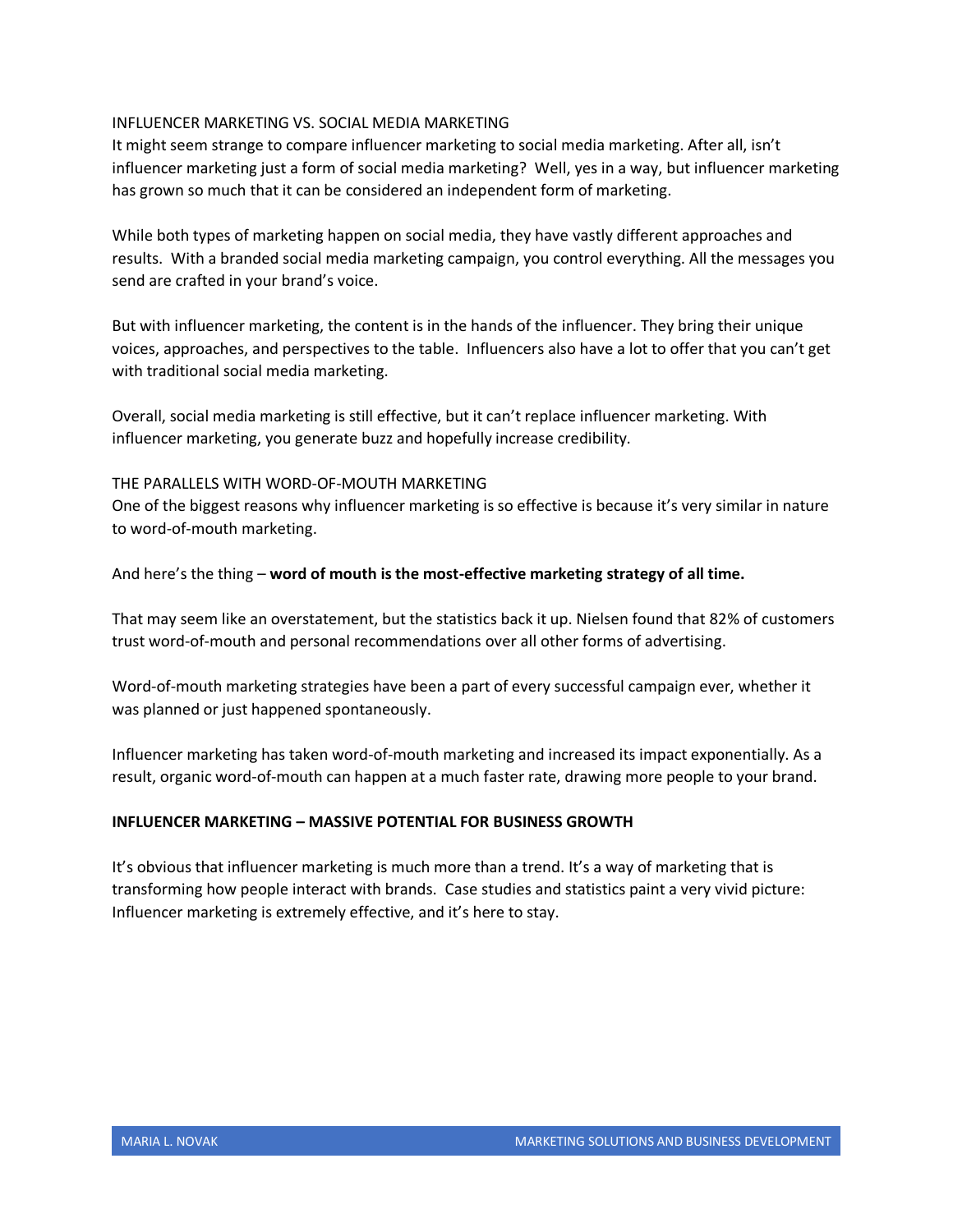## INFLUENCER MARKETING VS. SOCIAL MEDIA MARKETING

It might seem strange to compare influencer marketing to social media marketing. After all, isn't influencer marketing just a form of social media marketing? Well, yes in a way, but influencer marketing has grown so much that it can be considered an independent form of marketing.

While both types of marketing happen on social media, they have vastly different approaches and results. With a branded social media marketing campaign, you control everything. All the messages you send are crafted in your brand's voice.

But with influencer marketing, the content is in the hands of the influencer. They bring their unique voices, approaches, and perspectives to the table. Influencers also have a lot to offer that you can't get with traditional social media marketing.

Overall, social media marketing is still effective, but it can't replace influencer marketing. With influencer marketing, you generate buzz and hopefully increase credibility.

## THE PARALLELS WITH WORD-OF-MOUTH MARKETING

One of the biggest reasons why influencer marketing is so effective is because it's very similar in nature to word-of-mouth marketing.

And here's the thing – **word of mouth is the most-effective marketing strategy of all time.**

That may seem like an overstatement, but the statistics back it up. Nielsen found that 82% of customers trust word-of-mouth and personal recommendations over all other forms of advertising.

Word-of-mouth marketing strategies have been a part of every successful campaign ever, whether it was planned or just happened spontaneously.

Influencer marketing has taken word-of-mouth marketing and increased its impact exponentially. As a result, organic word-of-mouth can happen at a much faster rate, drawing more people to your brand.

## INFLUENCER MARKETING – MASSIVE POTENTIAL FOR BUSINESS GROWTH

It's obvious that influencer marketing is much more than a trend. It's a way of marketing that is transforming how people interact with brands. Case studies and statistics paint a very vivid picture: Influencer marketing is extremely effective, and it's here to stay.